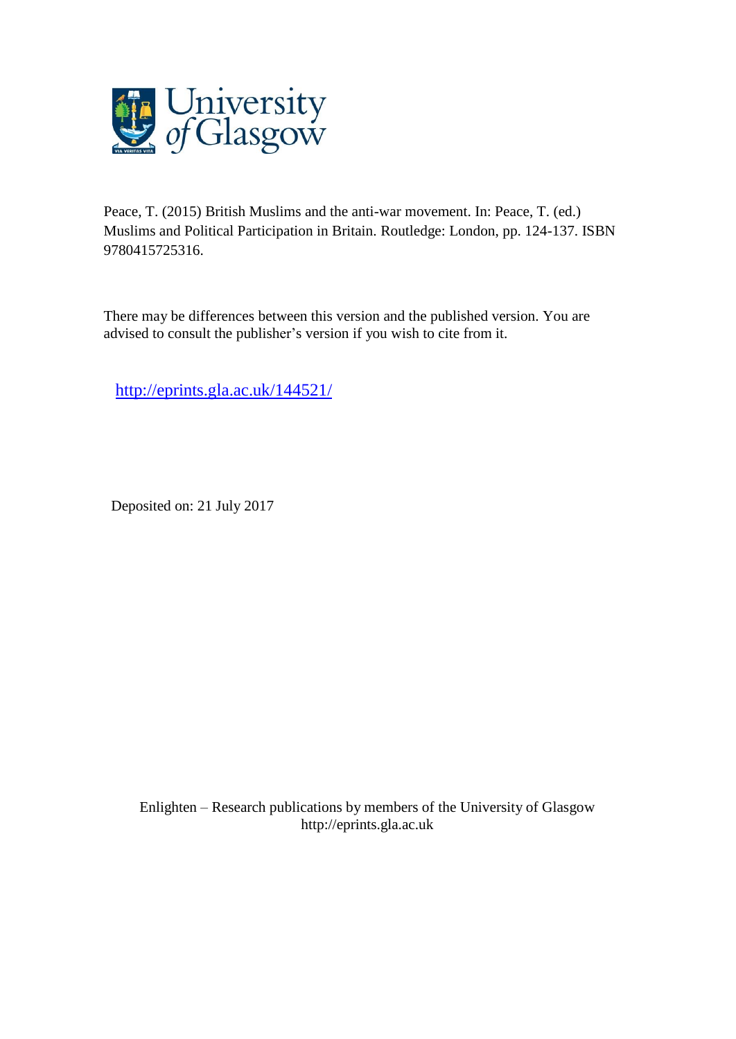Peace, T. (2015) British Muslims and the anti-war movement. In: Peace, T. (ed.) Muslims and Political Participation in Britain. Routledge: London, pp. 124-137. ISBN 9780415725316.

There may be differences between this version and the published version. You are advised to consult the publisher's version if you wish to cite from it.

http://eprints.gla.ac.uk/144521/

Deposited on: 21 July 2017

Enlighten – Research publications by members of the University of Glasgow
http://eprints.gla.ac.uk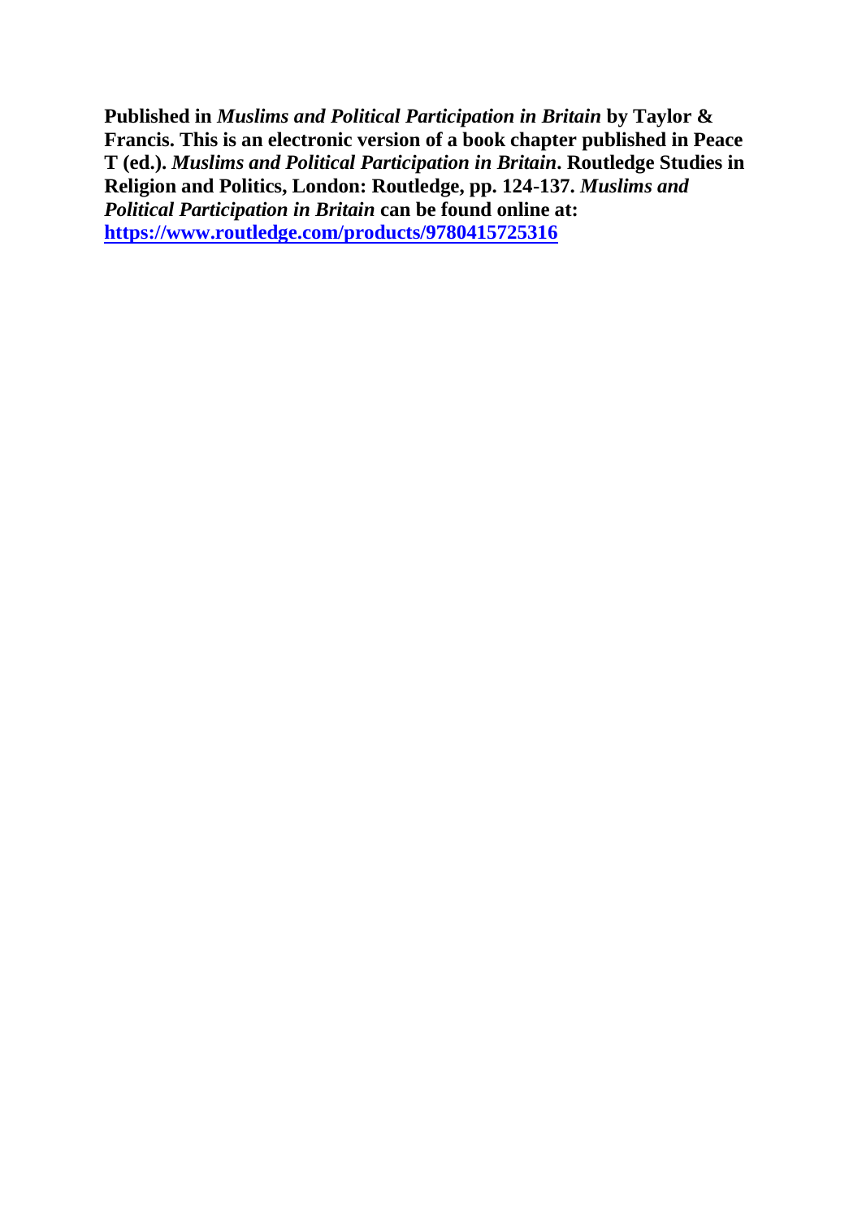**Published in *Muslims and Political Participation in Britain* by Taylor & Francis. This is an electronic version of a book chapter published in Peace T (ed.). *Muslims and Political Participation in Britain*. Routledge Studies in Religion and Politics, London: Routledge, pp. 124-137. *Muslims and Political Participation in Britain* can be found online at: [https://www.routledge.com/products/9780415725316](https://www.routledge.com/products/9780415725316)**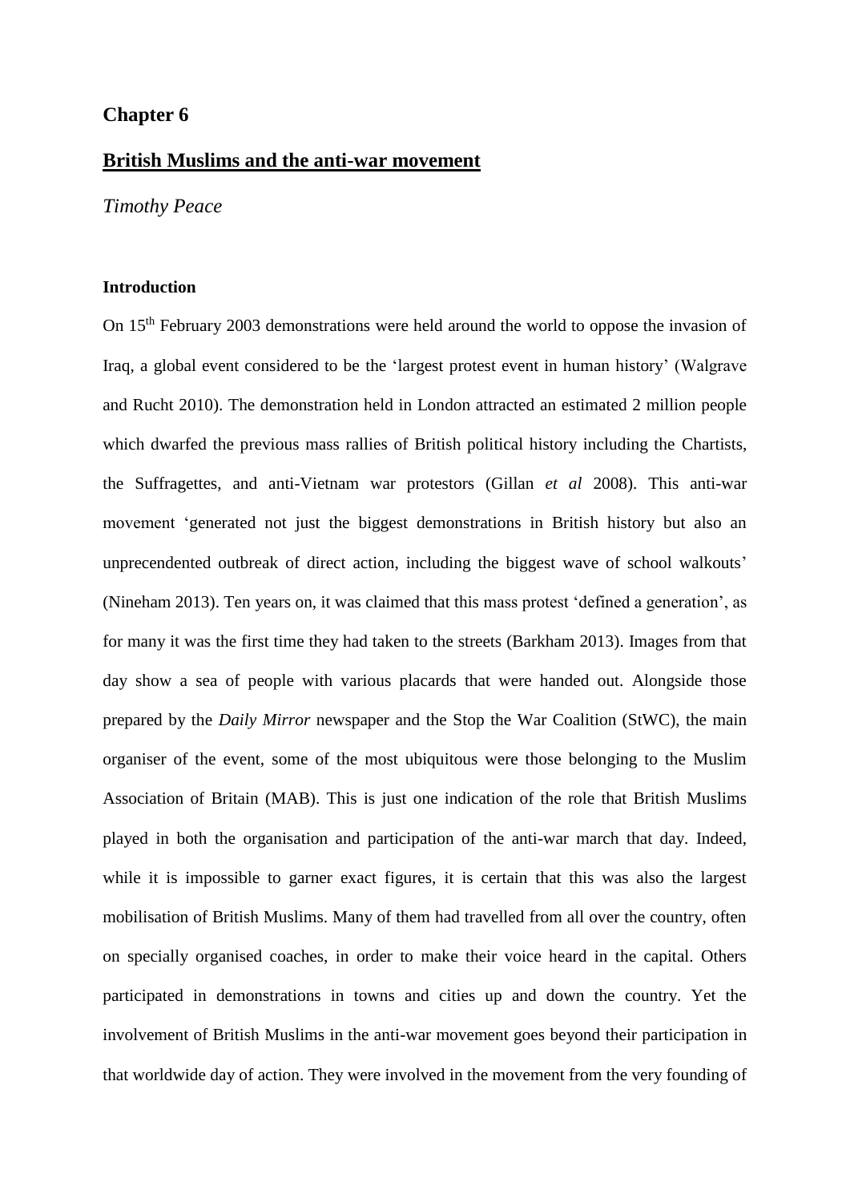## Chapter 6

## British Muslims and the anti-war movement

*Timothy Peace*

### Introduction

On 15th February 2003 demonstrations were held around the world to oppose the invasion of Iraq, a global event considered to be the 'largest protest event in human history' (Walgrave and Rucht 2010). The demonstration held in London attracted an estimated 2 million people which dwarfed the previous mass rallies of British political history including the Chartists, the Suffragettes, and anti-Vietnam war protestors (Gillan *et al* 2008). This anti-war movement 'generated not just the biggest demonstrations in British history but also an unprecendented outbreak of direct action, including the biggest wave of school walkouts' (Nineham 2013). Ten years on, it was claimed that this mass protest 'defined a generation', as for many it was the first time they had taken to the streets (Barkham 2013). Images from that day show a sea of people with various placards that were handed out. Alongside those prepared by the *Daily Mirror* newspaper and the Stop the War Coalition (StWC), the main organiser of the event, some of the most ubiquitous were those belonging to the Muslim Association of Britain (MAB). This is just one indication of the role that British Muslims played in both the organisation and participation of the anti-war march that day. Indeed, while it is impossible to garner exact figures, it is certain that this was also the largest mobilisation of British Muslims. Many of them had travelled from all over the country, often on specially organised coaches, in order to make their voice heard in the capital. Others participated in demonstrations in towns and cities up and down the country. Yet the involvement of British Muslims in the anti-war movement goes beyond their participation in that worldwide day of action. They were involved in the movement from the very founding of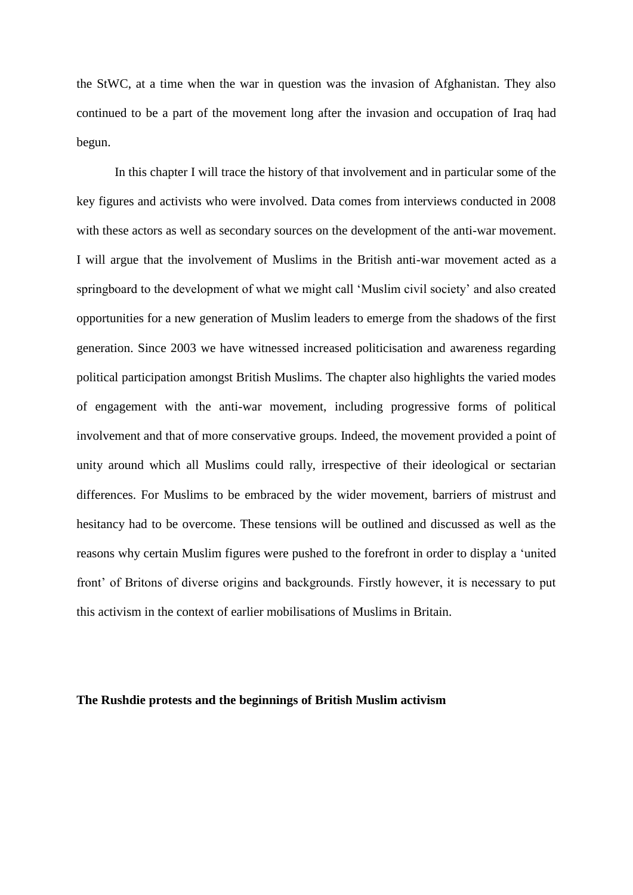the StWC, at a time when the war in question was the invasion of Afghanistan. They also continued to be a part of the movement long after the invasion and occupation of Iraq had begun.

In this chapter I will trace the history of that involvement and in particular some of the key figures and activists who were involved. Data comes from interviews conducted in 2008 with these actors as well as secondary sources on the development of the anti-war movement. I will argue that the involvement of Muslims in the British anti-war movement acted as a springboard to the development of what we might call 'Muslim civil society' and also created opportunities for a new generation of Muslim leaders to emerge from the shadows of the first generation. Since 2003 we have witnessed increased politicisation and awareness regarding political participation amongst British Muslims. The chapter also highlights the varied modes of engagement with the anti-war movement, including progressive forms of political involvement and that of more conservative groups. Indeed, the movement provided a point of unity around which all Muslims could rally, irrespective of their ideological or sectarian differences. For Muslims to be embraced by the wider movement, barriers of mistrust and hesitancy had to be overcome. These tensions will be outlined and discussed as well as the reasons why certain Muslim figures were pushed to the forefront in order to display a 'united front' of Britons of diverse origins and backgrounds. Firstly however, it is necessary to put this activism in the context of earlier mobilisations of Muslims in Britain.

## The Rushdie protests and the beginnings of British Muslim activism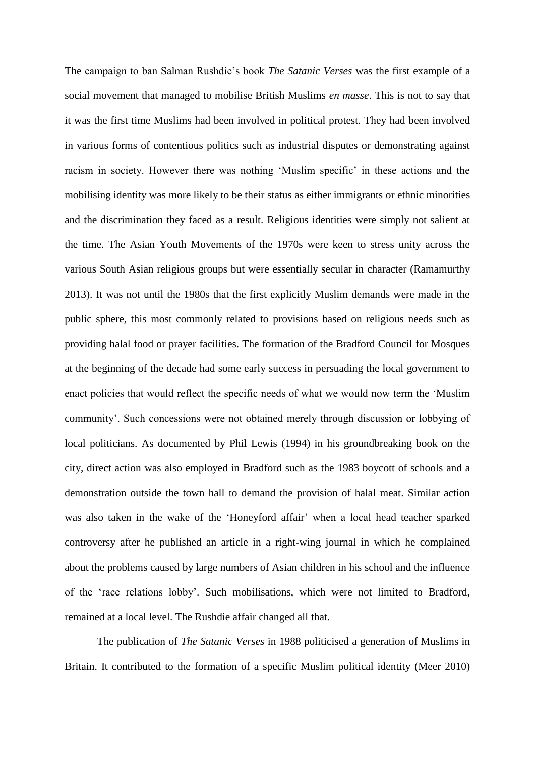The campaign to ban Salman Rushdie's book *The Satanic Verses* was the first example of a social movement that managed to mobilise British Muslims *en masse*. This is not to say that it was the first time Muslims had been involved in political protest. They had been involved in various forms of contentious politics such as industrial disputes or demonstrating against racism in society. However there was nothing 'Muslim specific' in these actions and the mobilising identity was more likely to be their status as either immigrants or ethnic minorities and the discrimination they faced as a result. Religious identities were simply not salient at the time. The Asian Youth Movements of the 1970s were keen to stress unity across the various South Asian religious groups but were essentially secular in character (Ramamurthy 2013). It was not until the 1980s that the first explicitly Muslim demands were made in the public sphere, this most commonly related to provisions based on religious needs such as providing halal food or prayer facilities. The formation of the Bradford Council for Mosques at the beginning of the decade had some early success in persuading the local government to enact policies that would reflect the specific needs of what we would now term the 'Muslim community'. Such concessions were not obtained merely through discussion or lobbying of local politicians. As documented by Phil Lewis (1994) in his groundbreaking book on the city, direct action was also employed in Bradford such as the 1983 boycott of schools and a demonstration outside the town hall to demand the provision of halal meat. Similar action was also taken in the wake of the 'Honeyford affair' when a local head teacher sparked controversy after he published an article in a right-wing journal in which he complained about the problems caused by large numbers of Asian children in his school and the influence of the 'race relations lobby'. Such mobilisations, which were not limited to Bradford, remained at a local level. The Rushdie affair changed all that.

The publication of *The Satanic Verses* in 1988 politicised a generation of Muslims in Britain. It contributed to the formation of a specific Muslim political identity (Meer 2010)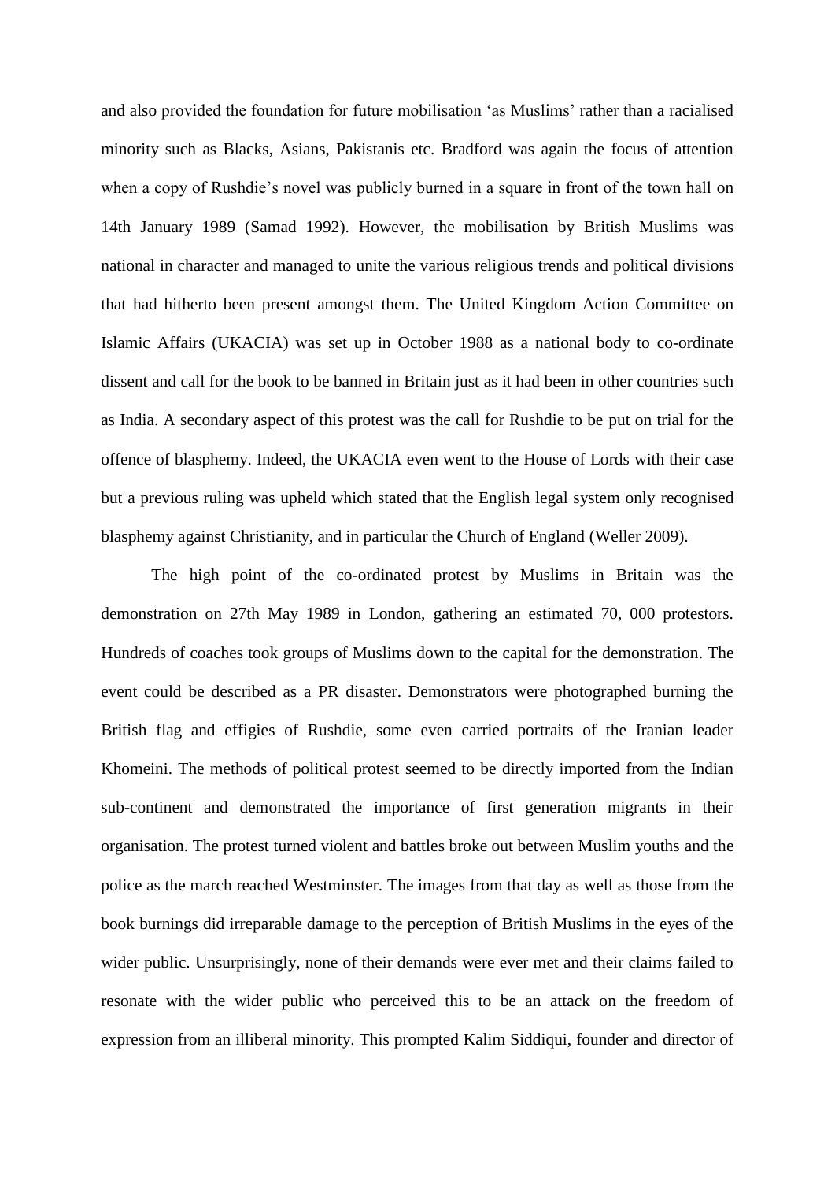and also provided the foundation for future mobilisation 'as Muslims' rather than a racialised minority such as Blacks, Asians, Pakistanis etc. Bradford was again the focus of attention when a copy of Rushdie's novel was publicly burned in a square in front of the town hall on 14th January 1989 (Samad 1992). However, the mobilisation by British Muslims was national in character and managed to unite the various religious trends and political divisions that had hitherto been present amongst them. The United Kingdom Action Committee on Islamic Affairs (UKACIA) was set up in October 1988 as a national body to co-ordinate dissent and call for the book to be banned in Britain just as it had been in other countries such as India. A secondary aspect of this protest was the call for Rushdie to be put on trial for the offence of blasphemy. Indeed, the UKACIA even went to the House of Lords with their case but a previous ruling was upheld which stated that the English legal system only recognised blasphemy against Christianity, and in particular the Church of England (Weller 2009).

The high point of the co-ordinated protest by Muslims in Britain was the demonstration on 27th May 1989 in London, gathering an estimated 70, 000 protestors. Hundreds of coaches took groups of Muslims down to the capital for the demonstration. The event could be described as a PR disaster. Demonstrators were photographed burning the British flag and effigies of Rushdie, some even carried portraits of the Iranian leader Khomeini. The methods of political protest seemed to be directly imported from the Indian sub-continent and demonstrated the importance of first generation migrants in their organisation. The protest turned violent and battles broke out between Muslim youths and the police as the march reached Westminster. The images from that day as well as those from the book burnings did irreparable damage to the perception of British Muslims in the eyes of the wider public. Unsurprisingly, none of their demands were ever met and their claims failed to resonate with the wider public who perceived this to be an attack on the freedom of expression from an illiberal minority. This prompted Kalim Siddiqui, founder and director of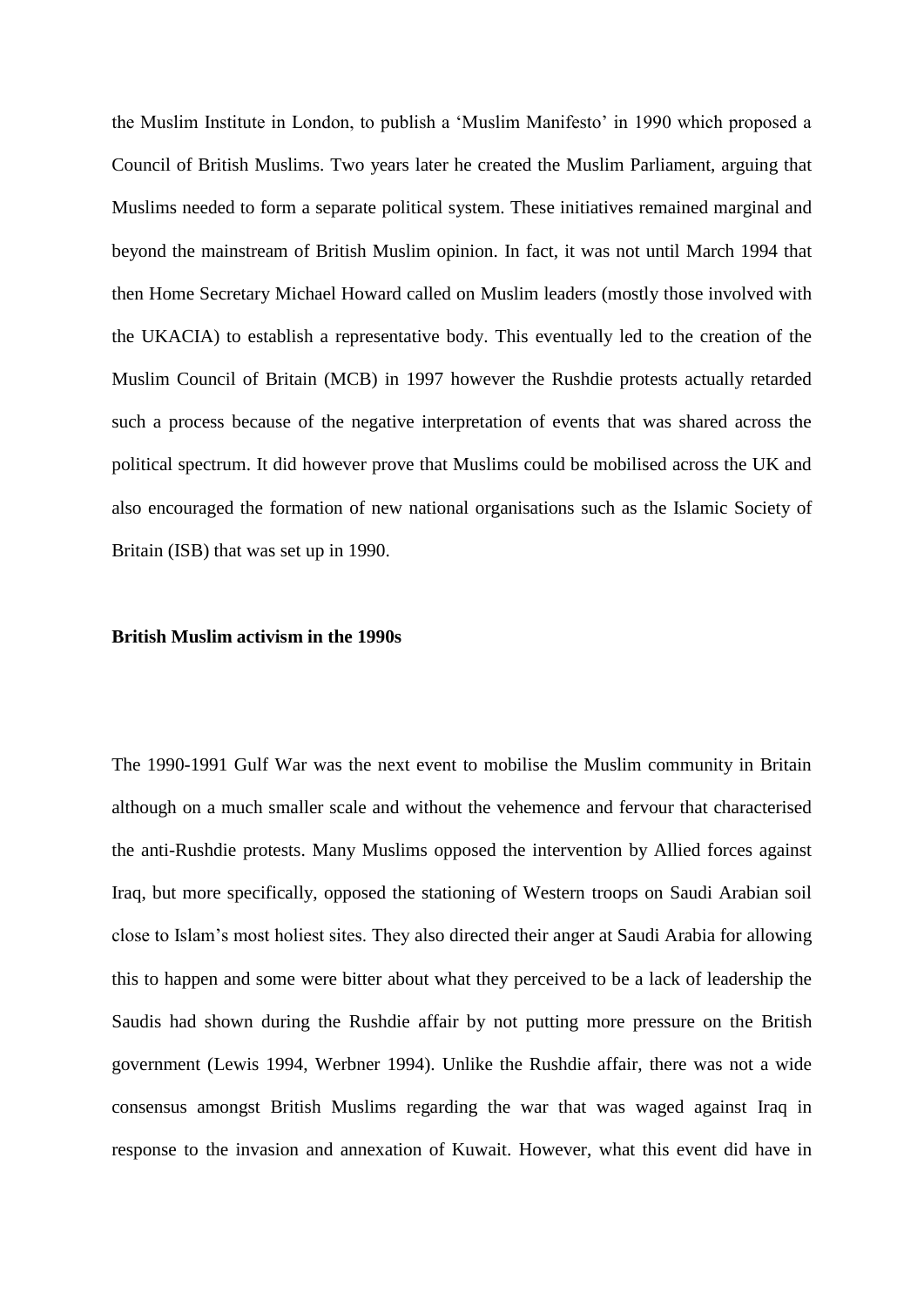the Muslim Institute in London, to publish a 'Muslim Manifesto' in 1990 which proposed a Council of British Muslims. Two years later he created the Muslim Parliament, arguing that Muslims needed to form a separate political system. These initiatives remained marginal and beyond the mainstream of British Muslim opinion. In fact, it was not until March 1994 that then Home Secretary Michael Howard called on Muslim leaders (mostly those involved with the UKACIA) to establish a representative body. This eventually led to the creation of the Muslim Council of Britain (MCB) in 1997 however the Rushdie protests actually retarded such a process because of the negative interpretation of events that was shared across the political spectrum. It did however prove that Muslims could be mobilised across the UK and also encouraged the formation of new national organisations such as the Islamic Society of Britain (ISB) that was set up in 1990.

**British Muslim activism in the 1990s**

The 1990-1991 Gulf War was the next event to mobilise the Muslim community in Britain although on a much smaller scale and without the vehemence and fervour that characterised the anti-Rushdie protests. Many Muslims opposed the intervention by Allied forces against Iraq, but more specifically, opposed the stationing of Western troops on Saudi Arabian soil close to Islam's most holiest sites. They also directed their anger at Saudi Arabia for allowing this to happen and some were bitter about what they perceived to be a lack of leadership the Saudis had shown during the Rushdie affair by not putting more pressure on the British government (Lewis 1994, Werbner 1994). Unlike the Rushdie affair, there was not a wide consensus amongst British Muslims regarding the war that was waged against Iraq in response to the invasion and annexation of Kuwait. However, what this event did have in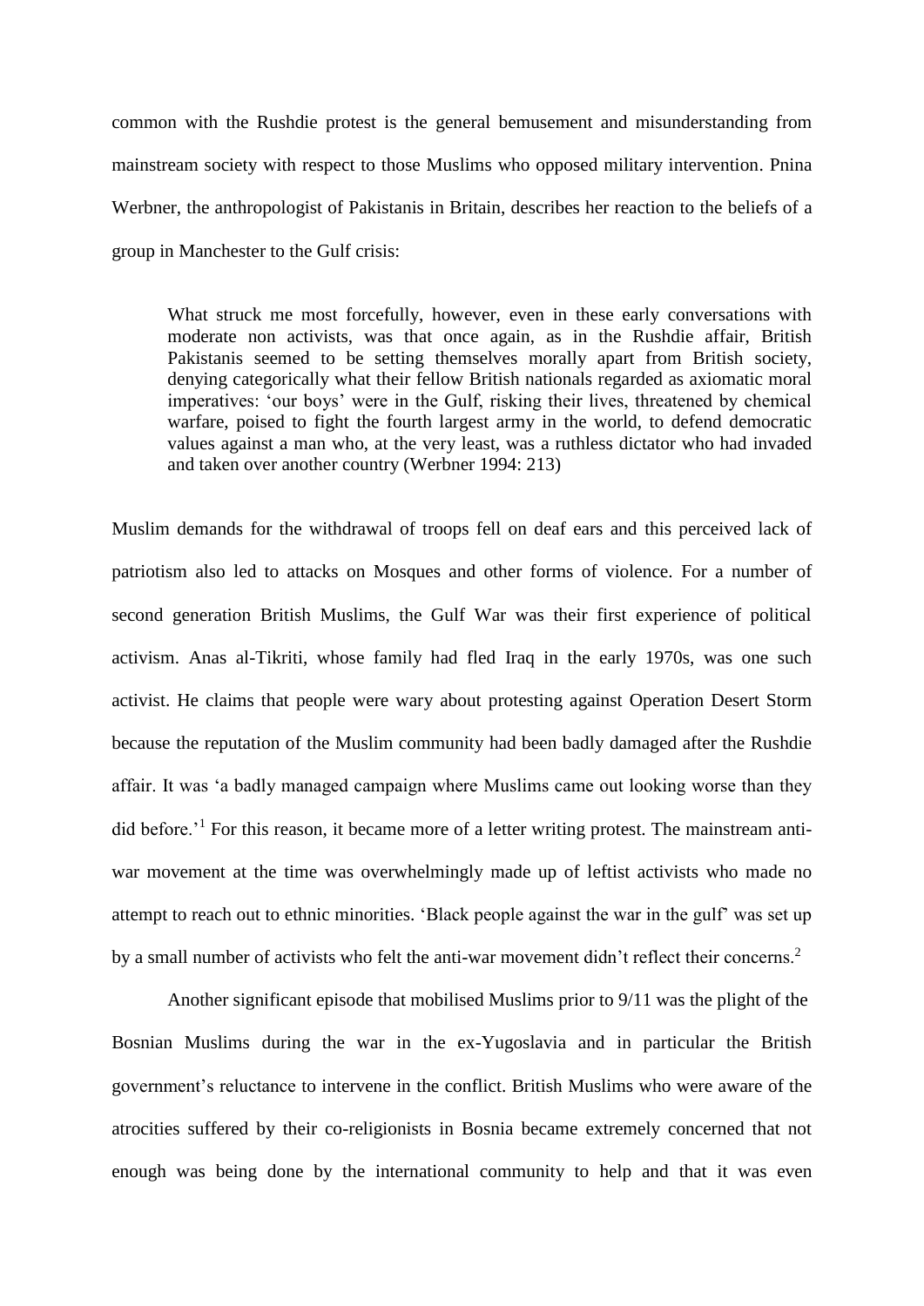common with the Rushdie protest is the general bemusement and misunderstanding from mainstream society with respect to those Muslims who opposed military intervention. Pnina Werbner, the anthropologist of Pakistanis in Britain, describes her reaction to the beliefs of a group in Manchester to the Gulf crisis:

> What struck me most forcefully, however, even in these early conversations with moderate non activists, was that once again, as in the Rushdie affair, British Pakistanis seemed to be setting themselves morally apart from British society, denying categorically what their fellow British nationals regarded as axiomatic moral imperatives: 'our boys' were in the Gulf, risking their lives, threatened by chemical warfare, poised to fight the fourth largest army in the world, to defend democratic values against a man who, at the very least, was a ruthless dictator who had invaded and taken over another country (Werbner 1994: 213)

Muslim demands for the withdrawal of troops fell on deaf ears and this perceived lack of patriotism also led to attacks on Mosques and other forms of violence. For a number of second generation British Muslims, the Gulf War was their first experience of political activism. Anas al-Tikriti, whose family had fled Iraq in the early 1970s, was one such activist. He claims that people were wary about protesting against Operation Desert Storm because the reputation of the Muslim community had been badly damaged after the Rushdie affair. It was 'a badly managed campaign where Muslims came out looking worse than they did before.'[1] For this reason, it became more of a letter writing protest. The mainstream anti-war movement at the time was overwhelmingly made up of leftist activists who made no attempt to reach out to ethnic minorities. 'Black people against the war in the gulf' was set up by a small number of activists who felt the anti-war movement didn't reflect their concerns.[2]

Another significant episode that mobilised Muslims prior to 9/11 was the plight of the Bosnian Muslims during the war in the ex-Yugoslavia and in particular the British government's reluctance to intervene in the conflict. British Muslims who were aware of the atrocities suffered by their co-religionists in Bosnia became extremely concerned that not enough was being done by the international community to help and that it was even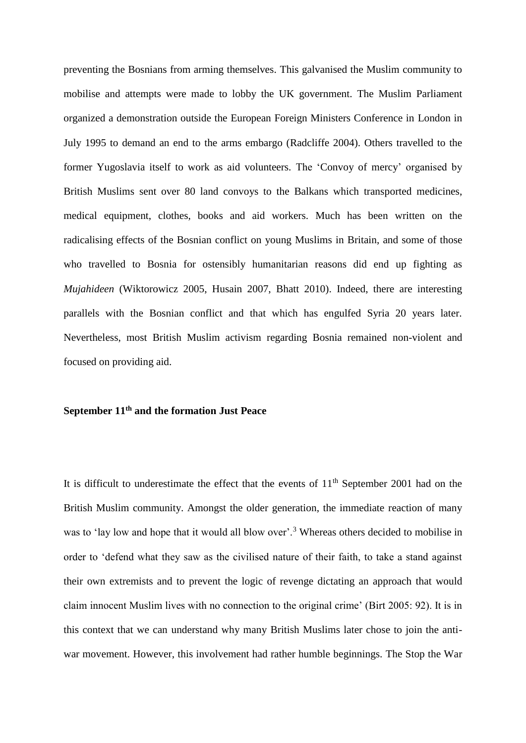preventing the Bosnians from arming themselves. This galvanised the Muslim community to mobilise and attempts were made to lobby the UK government. The Muslim Parliament organized a demonstration outside the European Foreign Ministers Conference in London in July 1995 to demand an end to the arms embargo (Radcliffe 2004). Others travelled to the former Yugoslavia itself to work as aid volunteers. The 'Convoy of mercy' organised by British Muslims sent over 80 land convoys to the Balkans which transported medicines, medical equipment, clothes, books and aid workers. Much has been written on the radicalising effects of the Bosnian conflict on young Muslims in Britain, and some of those who travelled to Bosnia for ostensibly humanitarian reasons did end up fighting as *Mujahideen* (Wiktorowicz 2005, Husain 2007, Bhatt 2010). Indeed, there are interesting parallels with the Bosnian conflict and that which has engulfed Syria 20 years later. Nevertheless, most British Muslim activism regarding Bosnia remained non-violent and focused on providing aid.

## September 11th and the formation Just Peace

It is difficult to underestimate the effect that the events of 11th September 2001 had on the British Muslim community. Amongst the older generation, the immediate reaction of many was to 'lay low and hope that it would all blow over'.[3] Whereas others decided to mobilise in order to 'defend what they saw as the civilised nature of their faith, to take a stand against their own extremists and to prevent the logic of revenge dictating an approach that would claim innocent Muslim lives with no connection to the original crime' (Birt 2005: 92). It is in this context that we can understand why many British Muslims later chose to join the anti-war movement. However, this involvement had rather humble beginnings. The Stop the War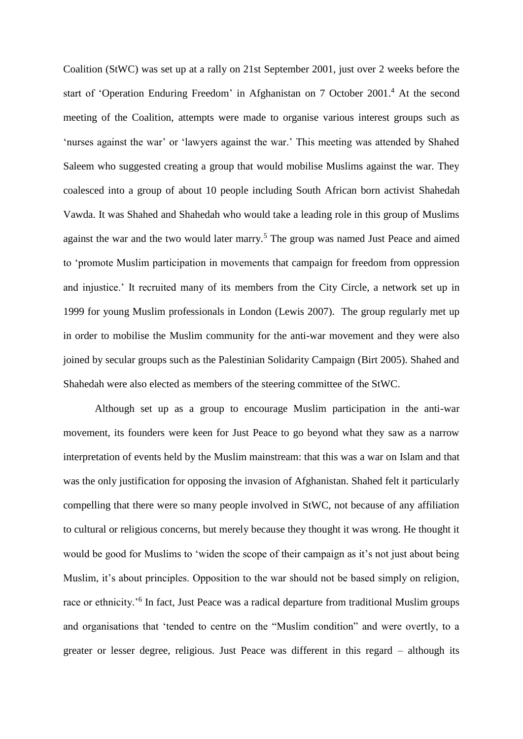Coalition (StWC) was set up at a rally on 21st September 2001, just over 2 weeks before the start of 'Operation Enduring Freedom' in Afghanistan on 7 October 2001.[4] At the second meeting of the Coalition, attempts were made to organise various interest groups such as 'nurses against the war' or 'lawyers against the war.' This meeting was attended by Shahed Saleem who suggested creating a group that would mobilise Muslims against the war. They coalesced into a group of about 10 people including South African born activist Shahedah Vawda. It was Shahed and Shahedah who would take a leading role in this group of Muslims against the war and the two would later marry.[5] The group was named Just Peace and aimed to 'promote Muslim participation in movements that campaign for freedom from oppression and injustice.' It recruited many of its members from the City Circle, a network set up in 1999 for young Muslim professionals in London (Lewis 2007). The group regularly met up in order to mobilise the Muslim community for the anti-war movement and they were also joined by secular groups such as the Palestinian Solidarity Campaign (Birt 2005). Shahed and Shahedah were also elected as members of the steering committee of the StWC.

Although set up as a group to encourage Muslim participation in the anti-war movement, its founders were keen for Just Peace to go beyond what they saw as a narrow interpretation of events held by the Muslim mainstream: that this was a war on Islam and that was the only justification for opposing the invasion of Afghanistan. Shahed felt it particularly compelling that there were so many people involved in StWC, not because of any affiliation to cultural or religious concerns, but merely because they thought it was wrong. He thought it would be good for Muslims to 'widen the scope of their campaign as it's not just about being Muslim, it's about principles. Opposition to the war should not be based simply on religion, race or ethnicity.'[6] In fact, Just Peace was a radical departure from traditional Muslim groups and organisations that 'tended to centre on the "Muslim condition" and were overtly, to a greater or lesser degree, religious. Just Peace was different in this regard – although its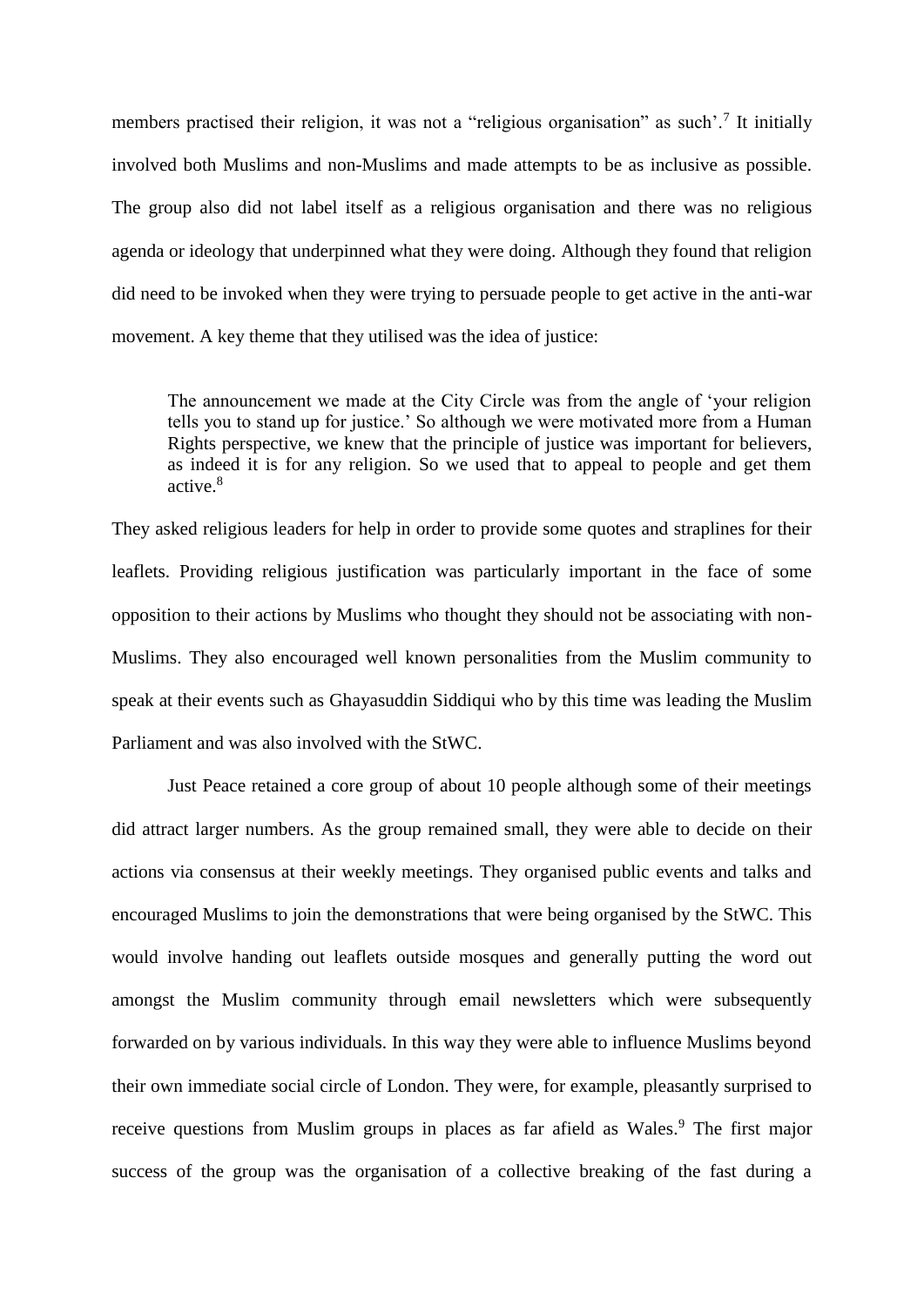members practised their religion, it was not a "religious organisation" as such'.[7] It initially involved both Muslims and non-Muslims and made attempts to be as inclusive as possible. The group also did not label itself as a religious organisation and there was no religious agenda or ideology that underpinned what they were doing. Although they found that religion did need to be invoked when they were trying to persuade people to get active in the anti-war movement. A key theme that they utilised was the idea of justice:

> The announcement we made at the City Circle was from the angle of 'your religion tells you to stand up for justice.' So although we were motivated more from a Human Rights perspective, we knew that the principle of justice was important for believers, as indeed it is for any religion. So we used that to appeal to people and get them active.[8]

They asked religious leaders for help in order to provide some quotes and straplines for their leaflets. Providing religious justification was particularly important in the face of some opposition to their actions by Muslims who thought they should not be associating with non-Muslims. They also encouraged well known personalities from the Muslim community to speak at their events such as Ghayasuddin Siddiqui who by this time was leading the Muslim Parliament and was also involved with the StWC.

Just Peace retained a core group of about 10 people although some of their meetings did attract larger numbers. As the group remained small, they were able to decide on their actions via consensus at their weekly meetings. They organised public events and talks and encouraged Muslims to join the demonstrations that were being organised by the StWC. This would involve handing out leaflets outside mosques and generally putting the word out amongst the Muslim community through email newsletters which were subsequently forwarded on by various individuals. In this way they were able to influence Muslims beyond their own immediate social circle of London. They were, for example, pleasantly surprised to receive questions from Muslim groups in places as far afield as Wales.[9] The first major success of the group was the organisation of a collective breaking of the fast during a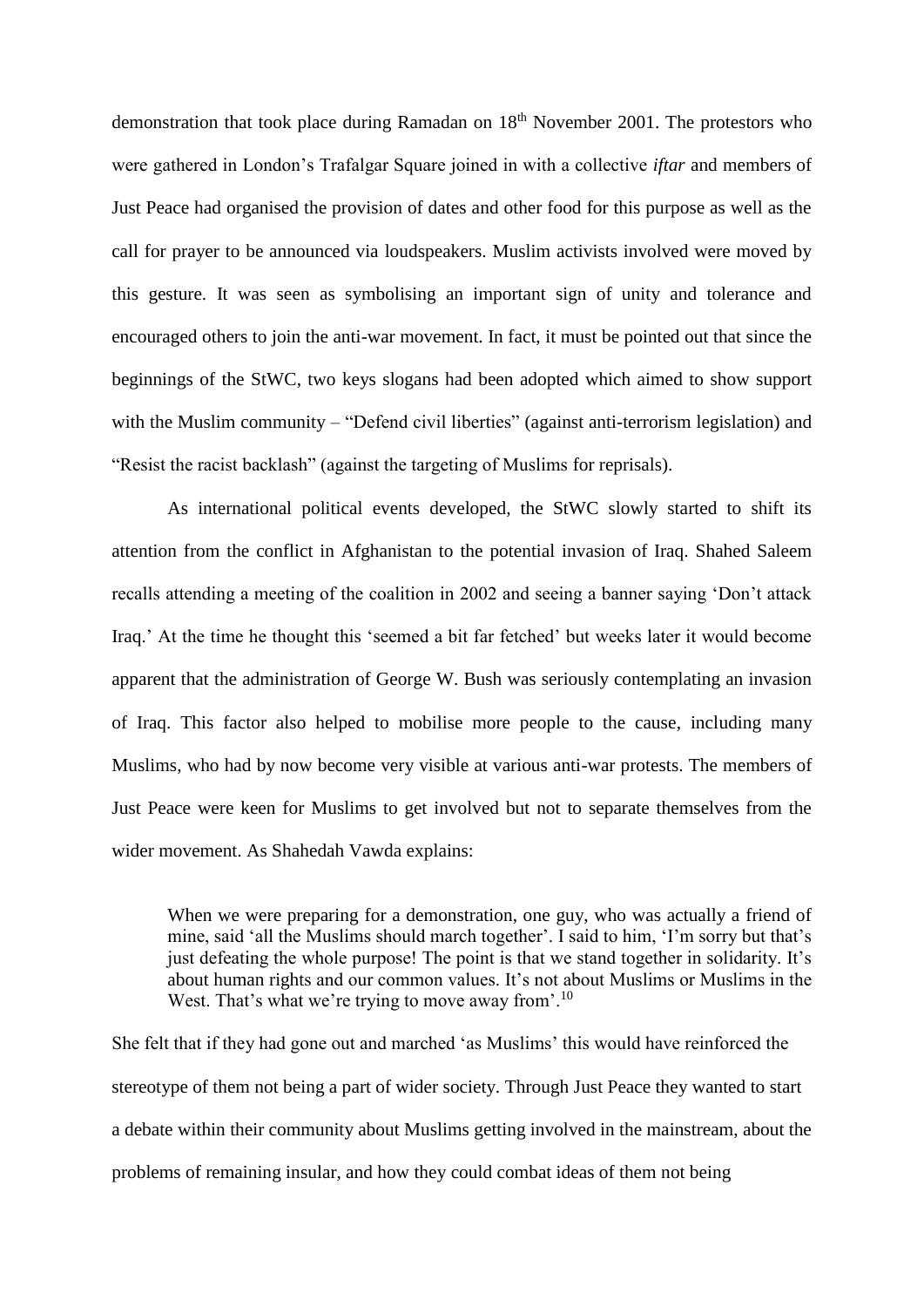demonstration that took place during Ramadan on 18th November 2001. The protestors who were gathered in London's Trafalgar Square joined in with a collective *iftar* and members of Just Peace had organised the provision of dates and other food for this purpose as well as the call for prayer to be announced via loudspeakers. Muslim activists involved were moved by this gesture. It was seen as symbolising an important sign of unity and tolerance and encouraged others to join the anti-war movement. In fact, it must be pointed out that since the beginnings of the StWC, two keys slogans had been adopted which aimed to show support with the Muslim community – "Defend civil liberties" (against anti-terrorism legislation) and "Resist the racist backlash" (against the targeting of Muslims for reprisals).

As international political events developed, the StWC slowly started to shift its attention from the conflict in Afghanistan to the potential invasion of Iraq. Shahed Saleem recalls attending a meeting of the coalition in 2002 and seeing a banner saying 'Don't attack Iraq.' At the time he thought this 'seemed a bit far fetched' but weeks later it would become apparent that the administration of George W. Bush was seriously contemplating an invasion of Iraq. This factor also helped to mobilise more people to the cause, including many Muslims, who had by now become very visible at various anti-war protests. The members of Just Peace were keen for Muslims to get involved but not to separate themselves from the wider movement. As Shahedah Vawda explains:

> When we were preparing for a demonstration, one guy, who was actually a friend of mine, said 'all the Muslims should march together'. I said to him, 'I'm sorry but that's just defeating the whole purpose! The point is that we stand together in solidarity. It's about human rights and our common values. It's not about Muslims or Muslims in the West. That's what we're trying to move away from'.[10]

She felt that if they had gone out and marched 'as Muslims' this would have reinforced the stereotype of them not being a part of wider society. Through Just Peace they wanted to start a debate within their community about Muslims getting involved in the mainstream, about the problems of remaining insular, and how they could combat ideas of them not being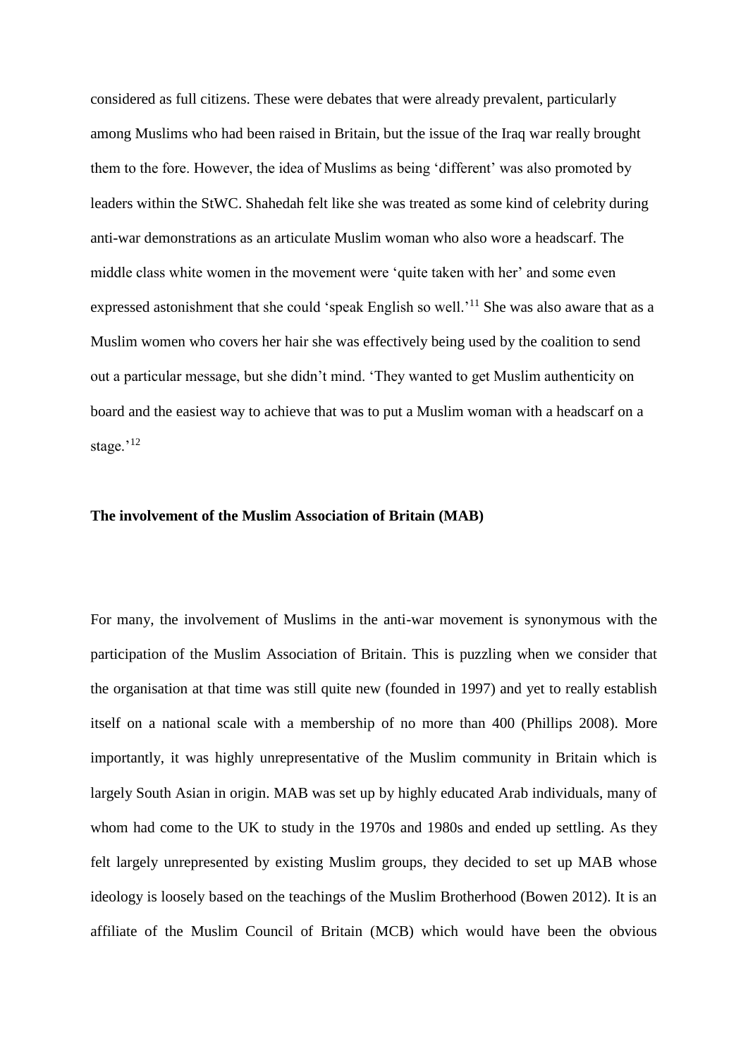considered as full citizens. These were debates that were already prevalent, particularly among Muslims who had been raised in Britain, but the issue of the Iraq war really brought them to the fore. However, the idea of Muslims as being 'different' was also promoted by leaders within the StWC. Shahedah felt like she was treated as some kind of celebrity during anti-war demonstrations as an articulate Muslim woman who also wore a headscarf. The middle class white women in the movement were 'quite taken with her' and some even expressed astonishment that she could 'speak English so well.'[11] She was also aware that as a Muslim women who covers her hair she was effectively being used by the coalition to send out a particular message, but she didn't mind. 'They wanted to get Muslim authenticity on board and the easiest way to achieve that was to put a Muslim woman with a headscarf on a stage.'[12]

**The involvement of the Muslim Association of Britain (MAB)**

For many, the involvement of Muslims in the anti-war movement is synonymous with the participation of the Muslim Association of Britain. This is puzzling when we consider that the organisation at that time was still quite new (founded in 1997) and yet to really establish itself on a national scale with a membership of no more than 400 (Phillips 2008). More importantly, it was highly unrepresentative of the Muslim community in Britain which is largely South Asian in origin. MAB was set up by highly educated Arab individuals, many of whom had come to the UK to study in the 1970s and 1980s and ended up settling. As they felt largely unrepresented by existing Muslim groups, they decided to set up MAB whose ideology is loosely based on the teachings of the Muslim Brotherhood (Bowen 2012). It is an affiliate of the Muslim Council of Britain (MCB) which would have been the obvious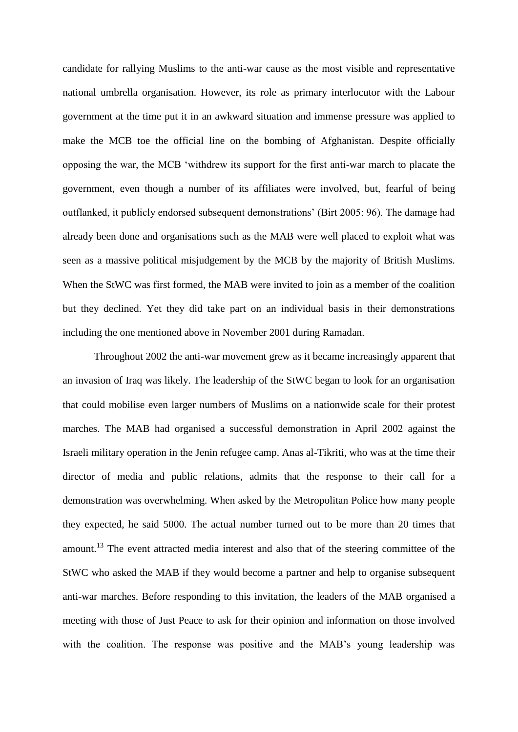candidate for rallying Muslims to the anti-war cause as the most visible and representative national umbrella organisation. However, its role as primary interlocutor with the Labour government at the time put it in an awkward situation and immense pressure was applied to make the MCB toe the official line on the bombing of Afghanistan. Despite officially opposing the war, the MCB 'withdrew its support for the first anti-war march to placate the government, even though a number of its affiliates were involved, but, fearful of being outflanked, it publicly endorsed subsequent demonstrations' (Birt 2005: 96). The damage had already been done and organisations such as the MAB were well placed to exploit what was seen as a massive political misjudgement by the MCB by the majority of British Muslims. When the StWC was first formed, the MAB were invited to join as a member of the coalition but they declined. Yet they did take part on an individual basis in their demonstrations including the one mentioned above in November 2001 during Ramadan.

Throughout 2002 the anti-war movement grew as it became increasingly apparent that an invasion of Iraq was likely. The leadership of the StWC began to look for an organisation that could mobilise even larger numbers of Muslims on a nationwide scale for their protest marches. The MAB had organised a successful demonstration in April 2002 against the Israeli military operation in the Jenin refugee camp. Anas al-Tikriti, who was at the time their director of media and public relations, admits that the response to their call for a demonstration was overwhelming. When asked by the Metropolitan Police how many people they expected, he said 5000. The actual number turned out to be more than 20 times that amount.[13] The event attracted media interest and also that of the steering committee of the StWC who asked the MAB if they would become a partner and help to organise subsequent anti-war marches. Before responding to this invitation, the leaders of the MAB organised a meeting with those of Just Peace to ask for their opinion and information on those involved with the coalition. The response was positive and the MAB's young leadership was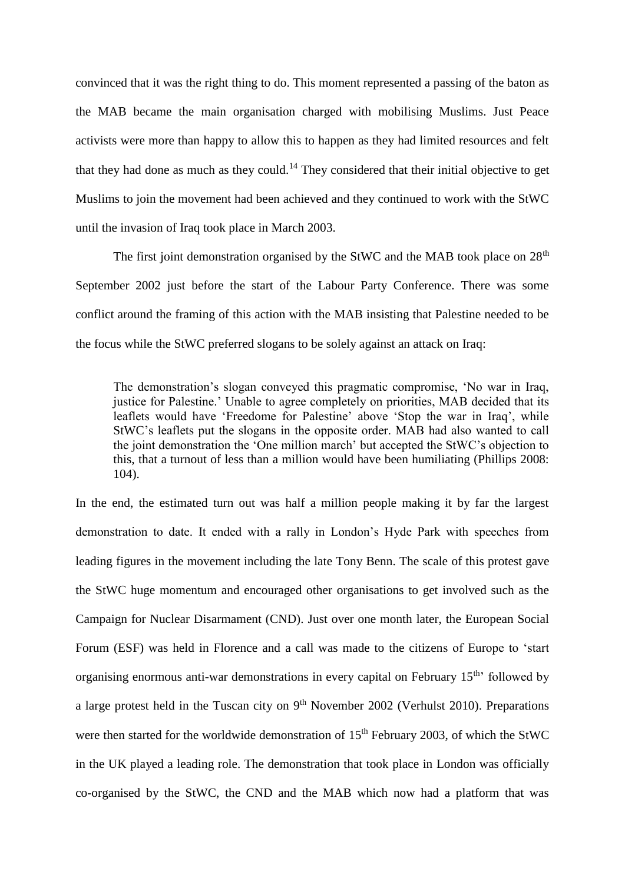convinced that it was the right thing to do. This moment represented a passing of the baton as the MAB became the main organisation charged with mobilising Muslims. Just Peace activists were more than happy to allow this to happen as they had limited resources and felt that they had done as much as they could.[14] They considered that their initial objective to get Muslims to join the movement had been achieved and they continued to work with the StWC until the invasion of Iraq took place in March 2003.

The first joint demonstration organised by the StWC and the MAB took place on 28th September 2002 just before the start of the Labour Party Conference. There was some conflict around the framing of this action with the MAB insisting that Palestine needed to be the focus while the StWC preferred slogans to be solely against an attack on Iraq:

> The demonstration's slogan conveyed this pragmatic compromise, 'No war in Iraq, justice for Palestine.' Unable to agree completely on priorities, MAB decided that its leaflets would have 'Freedome for Palestine' above 'Stop the war in Iraq', while StWC's leaflets put the slogans in the opposite order. MAB had also wanted to call the joint demonstration the 'One million march' but accepted the StWC's objection to this, that a turnout of less than a million would have been humiliating (Phillips 2008: 104).

In the end, the estimated turn out was half a million people making it by far the largest demonstration to date. It ended with a rally in London's Hyde Park with speeches from leading figures in the movement including the late Tony Benn. The scale of this protest gave the StWC huge momentum and encouraged other organisations to get involved such as the Campaign for Nuclear Disarmament (CND). Just over one month later, the European Social Forum (ESF) was held in Florence and a call was made to the citizens of Europe to 'start organising enormous anti-war demonstrations in every capital on February 15th' followed by a large protest held in the Tuscan city on 9th November 2002 (Verhulst 2010). Preparations were then started for the worldwide demonstration of 15th February 2003, of which the StWC in the UK played a leading role. The demonstration that took place in London was officially co-organised by the StWC, the CND and the MAB which now had a platform that was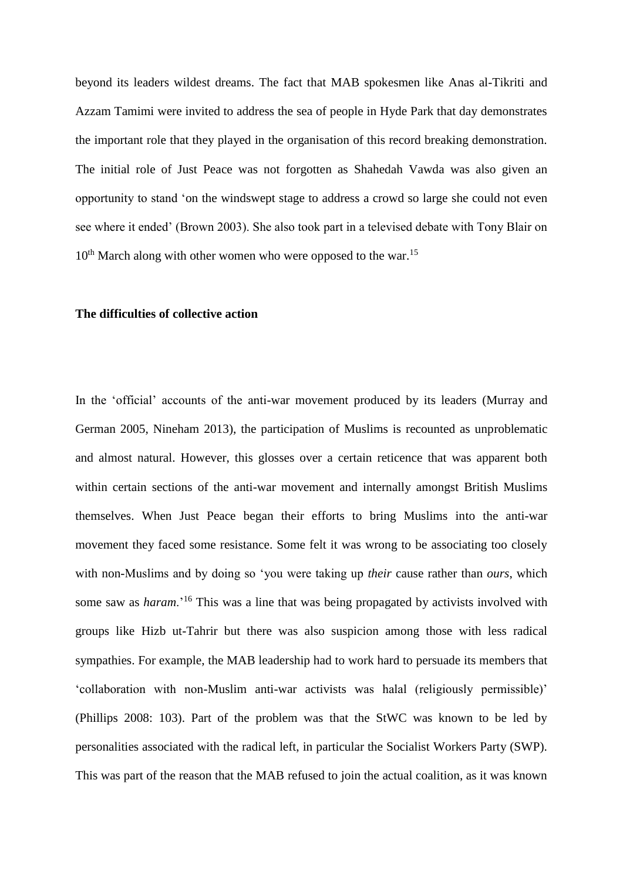beyond its leaders wildest dreams. The fact that MAB spokesmen like Anas al-Tikriti and Azzam Tamimi were invited to address the sea of people in Hyde Park that day demonstrates the important role that they played in the organisation of this record breaking demonstration. The initial role of Just Peace was not forgotten as Shahedah Vawda was also given an opportunity to stand 'on the windswept stage to address a crowd so large she could not even see where it ended' (Brown 2003). She also took part in a televised debate with Tony Blair on 10th March along with other women who were opposed to the war.[15]

### The difficulties of collective action

In the 'official' accounts of the anti-war movement produced by its leaders (Murray and German 2005, Nineham 2013), the participation of Muslims is recounted as unproblematic and almost natural. However, this glosses over a certain reticence that was apparent both within certain sections of the anti-war movement and internally amongst British Muslims themselves. When Just Peace began their efforts to bring Muslims into the anti-war movement they faced some resistance. Some felt it was wrong to be associating too closely with non-Muslims and by doing so 'you were taking up *their* cause rather than *ours*, which some saw as *haram*.'[16] This was a line that was being propagated by activists involved with groups like Hizb ut-Tahrir but there was also suspicion among those with less radical sympathies. For example, the MAB leadership had to work hard to persuade its members that 'collaboration with non-Muslim anti-war activists was halal (religiously permissible)' (Phillips 2008: 103). Part of the problem was that the StWC was known to be led by personalities associated with the radical left, in particular the Socialist Workers Party (SWP). This was part of the reason that the MAB refused to join the actual coalition, as it was known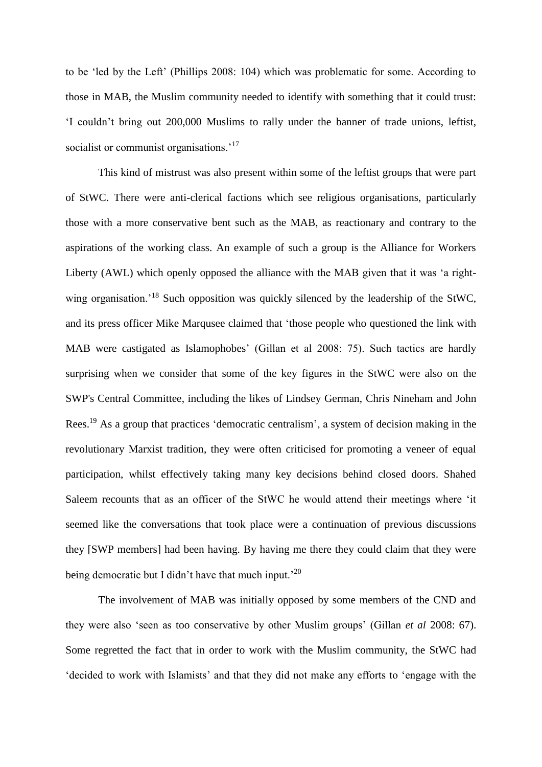to be 'led by the Left' (Phillips 2008: 104) which was problematic for some. According to those in MAB, the Muslim community needed to identify with something that it could trust: 'I couldn't bring out 200,000 Muslims to rally under the banner of trade unions, leftist, socialist or communist organisations.'[17]

This kind of mistrust was also present within some of the leftist groups that were part of StWC. There were anti-clerical factions which see religious organisations, particularly those with a more conservative bent such as the MAB, as reactionary and contrary to the aspirations of the working class. An example of such a group is the Alliance for Workers Liberty (AWL) which openly opposed the alliance with the MAB given that it was 'a right-wing organisation.'[18] Such opposition was quickly silenced by the leadership of the StWC, and its press officer Mike Marqusee claimed that 'those people who questioned the link with MAB were castigated as Islamophobes' (Gillan et al 2008: 75). Such tactics are hardly surprising when we consider that some of the key figures in the StWC were also on the SWP's Central Committee, including the likes of Lindsey German, Chris Nineham and John Rees.[19] As a group that practices 'democratic centralism', a system of decision making in the revolutionary Marxist tradition, they were often criticised for promoting a veneer of equal participation, whilst effectively taking many key decisions behind closed doors. Shahed Saleem recounts that as an officer of the StWC he would attend their meetings where 'it seemed like the conversations that took place were a continuation of previous discussions they [SWP members] had been having. By having me there they could claim that they were being democratic but I didn't have that much input.'[20]

The involvement of MAB was initially opposed by some members of the CND and they were also 'seen as too conservative by other Muslim groups' (Gillan *et al* 2008: 67). Some regretted the fact that in order to work with the Muslim community, the StWC had 'decided to work with Islamists' and that they did not make any efforts to 'engage with the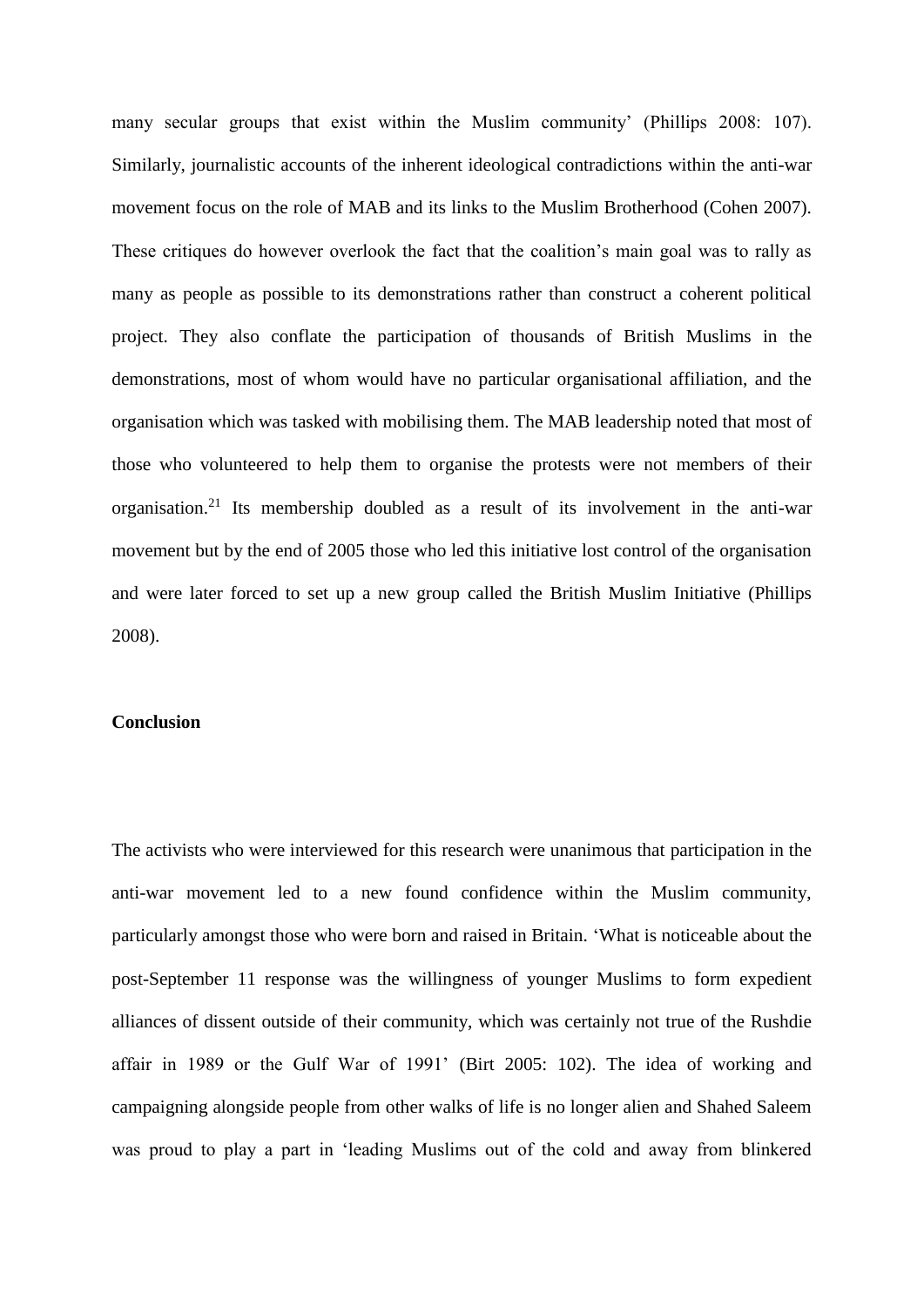many secular groups that exist within the Muslim community' (Phillips 2008: 107). Similarly, journalistic accounts of the inherent ideological contradictions within the anti-war movement focus on the role of MAB and its links to the Muslim Brotherhood (Cohen 2007). These critiques do however overlook the fact that the coalition's main goal was to rally as many as people as possible to its demonstrations rather than construct a coherent political project. They also conflate the participation of thousands of British Muslims in the demonstrations, most of whom would have no particular organisational affiliation, and the organisation which was tasked with mobilising them. The MAB leadership noted that most of those who volunteered to help them to organise the protests were not members of their organisation.[21] Its membership doubled as a result of its involvement in the anti-war movement but by the end of 2005 those who led this initiative lost control of the organisation and were later forced to set up a new group called the British Muslim Initiative (Phillips 2008).

**Conclusion**

The activists who were interviewed for this research were unanimous that participation in the anti-war movement led to a new found confidence within the Muslim community, particularly amongst those who were born and raised in Britain. 'What is noticeable about the post-September 11 response was the willingness of younger Muslims to form expedient alliances of dissent outside of their community, which was certainly not true of the Rushdie affair in 1989 or the Gulf War of 1991' (Birt 2005: 102). The idea of working and campaigning alongside people from other walks of life is no longer alien and Shahed Saleem was proud to play a part in 'leading Muslims out of the cold and away from blinkered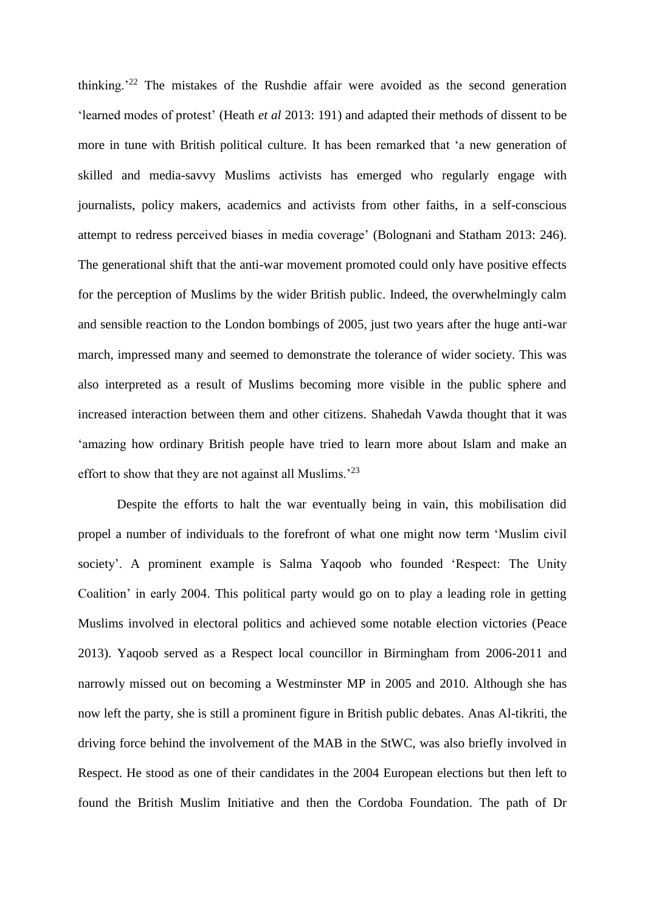thinking.'[22] The mistakes of the Rushdie affair were avoided as the second generation 'learned modes of protest' (Heath *et al* 2013: 191) and adapted their methods of dissent to be more in tune with British political culture. It has been remarked that 'a new generation of skilled and media-savvy Muslims activists has emerged who regularly engage with journalists, policy makers, academics and activists from other faiths, in a self-conscious attempt to redress perceived biases in media coverage' (Bolognani and Statham 2013: 246). The generational shift that the anti-war movement promoted could only have positive effects for the perception of Muslims by the wider British public. Indeed, the overwhelmingly calm and sensible reaction to the London bombings of 2005, just two years after the huge anti-war march, impressed many and seemed to demonstrate the tolerance of wider society. This was also interpreted as a result of Muslims becoming more visible in the public sphere and increased interaction between them and other citizens. Shahedah Vawda thought that it was 'amazing how ordinary British people have tried to learn more about Islam and make an effort to show that they are not against all Muslims.'[23]

Despite the efforts to halt the war eventually being in vain, this mobilisation did propel a number of individuals to the forefront of what one might now term 'Muslim civil society'. A prominent example is Salma Yaqoob who founded 'Respect: The Unity Coalition' in early 2004. This political party would go on to play a leading role in getting Muslims involved in electoral politics and achieved some notable election victories (Peace 2013). Yaqoob served as a Respect local councillor in Birmingham from 2006-2011 and narrowly missed out on becoming a Westminster MP in 2005 and 2010. Although she has now left the party, she is still a prominent figure in British public debates. Anas Al-tikriti, the driving force behind the involvement of the MAB in the StWC, was also briefly involved in Respect. He stood as one of their candidates in the 2004 European elections but then left to found the British Muslim Initiative and then the Cordoba Foundation. The path of Dr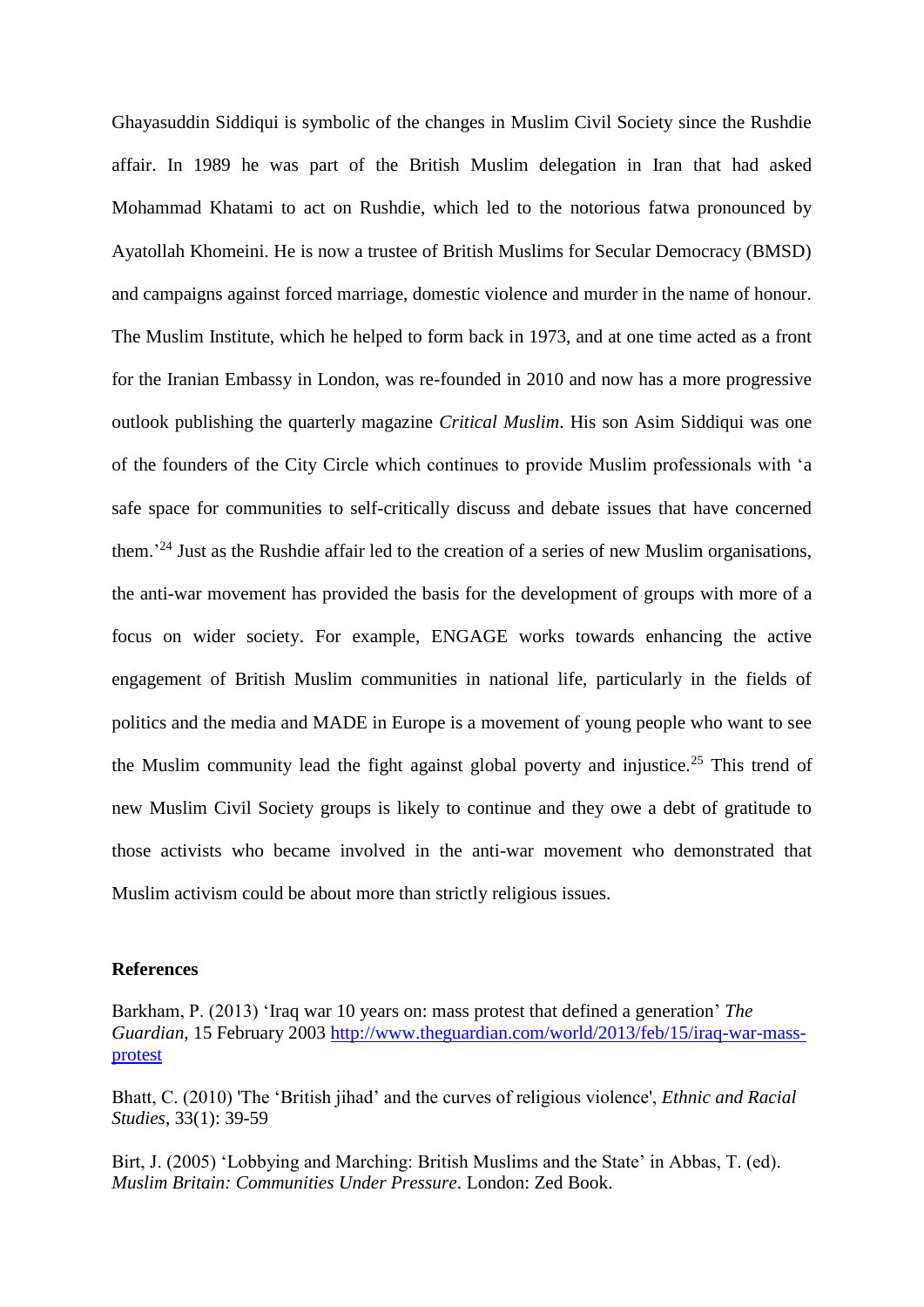Ghayasuddin Siddiqui is symbolic of the changes in Muslim Civil Society since the Rushdie affair. In 1989 he was part of the British Muslim delegation in Iran that had asked Mohammad Khatami to act on Rushdie, which led to the notorious fatwa pronounced by Ayatollah Khomeini. He is now a trustee of British Muslims for Secular Democracy (BMSD) and campaigns against forced marriage, domestic violence and murder in the name of honour. The Muslim Institute, which he helped to form back in 1973, and at one time acted as a front for the Iranian Embassy in London, was re-founded in 2010 and now has a more progressive outlook publishing the quarterly magazine *Critical Muslim*. His son Asim Siddiqui was one of the founders of the City Circle which continues to provide Muslim professionals with 'a safe space for communities to self-critically discuss and debate issues that have concerned them.'[24] Just as the Rushdie affair led to the creation of a series of new Muslim organisations, the anti-war movement has provided the basis for the development of groups with more of a focus on wider society. For example, ENGAGE works towards enhancing the active engagement of British Muslim communities in national life, particularly in the fields of politics and the media and MADE in Europe is a movement of young people who want to see the Muslim community lead the fight against global poverty and injustice.[25] This trend of new Muslim Civil Society groups is likely to continue and they owe a debt of gratitude to those activists who became involved in the anti-war movement who demonstrated that Muslim activism could be about more than strictly religious issues.

**References**

Barkham, P. (2013) 'Iraq war 10 years on: mass protest that defined a generation' *The Guardian*, 15 February 2003 http://www.theguardian.com/world/2013/feb/15/iraq-war-mass-protest

Bhatt, C. (2010) 'The 'British jihad' and the curves of religious violence', *Ethnic and Racial Studies*, 33(1): 39-59

Birt, J. (2005) 'Lobbying and Marching: British Muslims and the State' in Abbas, T. (ed). *Muslim Britain: Communities Under Pressure*. London: Zed Book.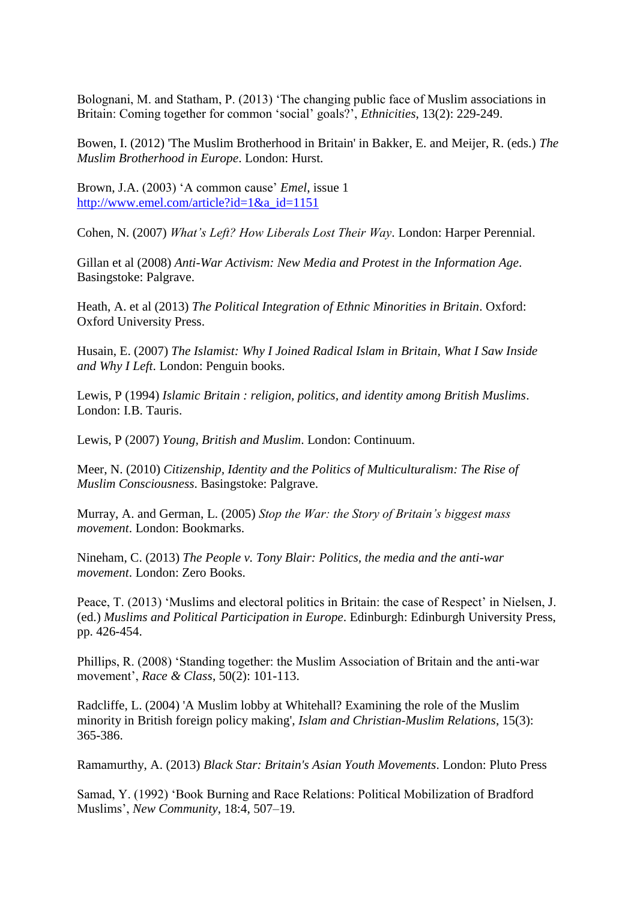Bolognani, M. and Statham, P. (2013) 'The changing public face of Muslim associations in Britain: Coming together for common 'social' goals?', *Ethnicities*, 13(2): 229-249.

Bowen, I. (2012) 'The Muslim Brotherhood in Britain' in Bakker, E. and Meijer, R. (eds.) *The Muslim Brotherhood in Europe*. London: Hurst.

Brown, J.A. (2003) 'A common cause' *Emel*, issue 1 [http://www.emel.com/article?id=1&a_id=1151](http://www.emel.com/article?id=1&a_id=1151)

Cohen, N. (2007) *What's Left? How Liberals Lost Their Way*. London: Harper Perennial.

Gillan et al (2008) *Anti-War Activism: New Media and Protest in the Information Age*. Basingstoke: Palgrave.

Heath, A. et al (2013) *The Political Integration of Ethnic Minorities in Britain*. Oxford: Oxford University Press.

Husain, E. (2007) *The Islamist: Why I Joined Radical Islam in Britain, What I Saw Inside and Why I Left*. London: Penguin books.

Lewis, P (1994) *Islamic Britain : religion, politics, and identity among British Muslims*. London: I.B. Tauris.

Lewis, P (2007) *Young, British and Muslim*. London: Continuum.

Meer, N. (2010) *Citizenship, Identity and the Politics of Multiculturalism: The Rise of Muslim Consciousness*. Basingstoke: Palgrave.

Murray, A. and German, L. (2005) *Stop the War: the Story of Britain's biggest mass movement*. London: Bookmarks.

Nineham, C. (2013) *The People v. Tony Blair: Politics, the media and the anti-war movement*. London: Zero Books.

Peace, T. (2013) 'Muslims and electoral politics in Britain: the case of Respect' in Nielsen, J. (ed.) *Muslims and Political Participation in Europe*. Edinburgh: Edinburgh University Press, pp. 426-454.

Phillips, R. (2008) 'Standing together: the Muslim Association of Britain and the anti-war movement', *Race & Class*, 50(2): 101-113.

Radcliffe, L. (2004) 'A Muslim lobby at Whitehall? Examining the role of the Muslim minority in British foreign policy making', *Islam and Christian-Muslim Relations*, 15(3): 365-386.

Ramamurthy, A. (2013) *Black Star: Britain's Asian Youth Movements*. London: Pluto Press

Samad, Y. (1992) 'Book Burning and Race Relations: Political Mobilization of Bradford Muslims', *New Community*, 18:4, 507–19.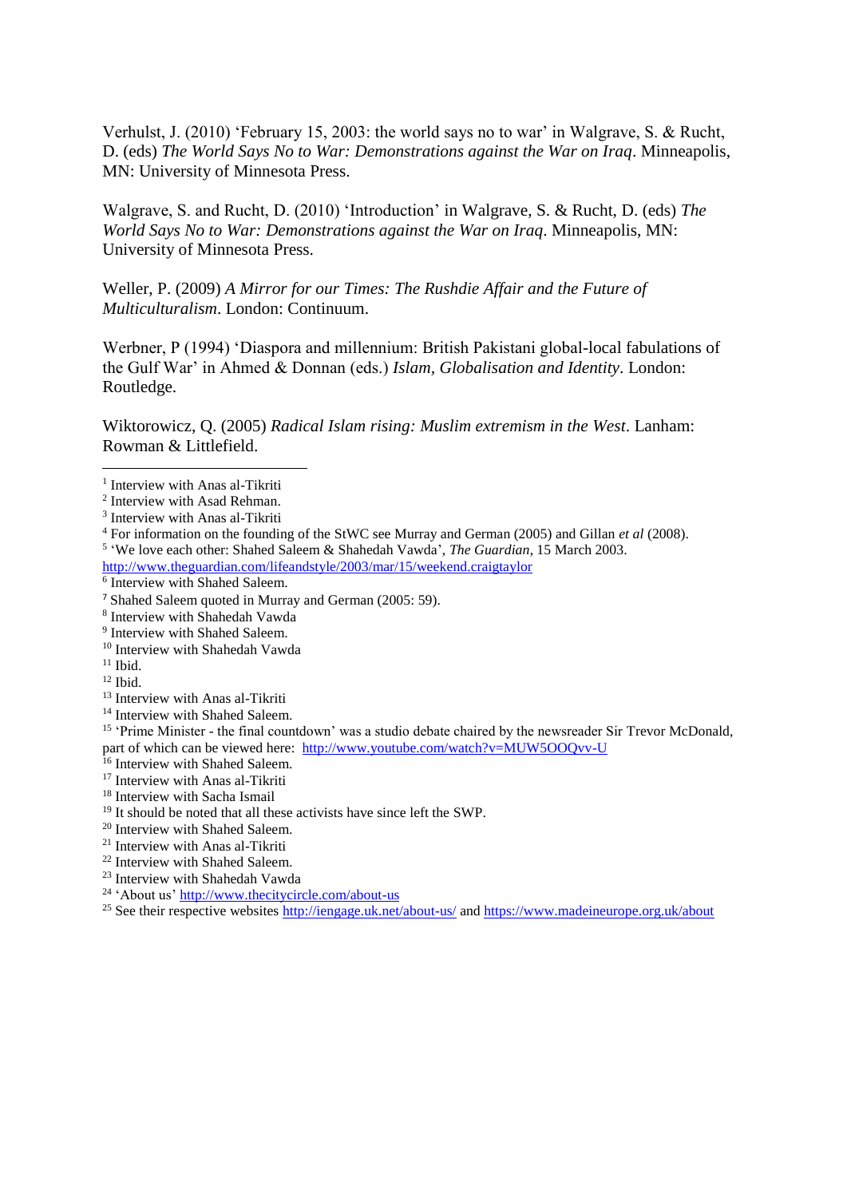Verhulst, J. (2010) 'February 15, 2003: the world says no to war' in Walgrave, S. & Rucht, D. (eds) *The World Says No to War: Demonstrations against the War on Iraq*. Minneapolis, MN: University of Minnesota Press.

Walgrave, S. and Rucht, D. (2010) 'Introduction' in Walgrave, S. & Rucht, D. (eds) *The World Says No to War: Demonstrations against the War on Iraq*. Minneapolis, MN: University of Minnesota Press.

Weller, P. (2009) *A Mirror for our Times: The Rushdie Affair and the Future of Multiculturalism*. London: Continuum.

Werbner, P (1994) 'Diaspora and millennium: British Pakistani global-local fabulations of the Gulf War' in Ahmed & Donnan (eds.) *Islam, Globalisation and Identity*. London: Routledge.

Wiktorowicz, Q. (2005) *Radical Islam rising: Muslim extremism in the West*. Lanham: Rowman & Littlefield.

---

[1] Interview with Anas al-Tikriti
[2] Interview with Asad Rehman.
[3] Interview with Anas al-Tikriti
[4] For information on the founding of the StWC see Murray and German (2005) and Gillan *et al* (2008).
[5] 'We love each other: Shahed Saleem & Shahedah Vawda', *The Guardian*, 15 March 2003. http://www.theguardian.com/lifeandstyle/2003/mar/15/weekend.craigtaylor
[6] Interview with Shahed Saleem.
[7] Shahed Saleem quoted in Murray and German (2005: 59).
[8] Interview with Shahedah Vawda
[9] Interview with Shahed Saleem.
[10] Interview with Shahedah Vawda
[11] Ibid.
[12] Ibid.
[13] Interview with Anas al-Tikriti
[14] Interview with Shahed Saleem.
[15] 'Prime Minister - the final countdown' was a studio debate chaired by the newsreader Sir Trevor McDonald, part of which can be viewed here: http://www.youtube.com/watch?v=MUW5OOQvv-U
[16] Interview with Shahed Saleem.
[17] Interview with Anas al-Tikriti
[18] Interview with Sacha Ismail
[19] It should be noted that all these activists have since left the SWP.
[20] Interview with Shahed Saleem.
[21] Interview with Anas al-Tikriti
[22] Interview with Shahed Saleem.
[23] Interview with Shahedah Vawda
[24] 'About us' http://www.thecitycircle.com/about-us
[25] See their respective websites http://iengage.uk.net/about-us/ and https://www.madeineurope.org.uk/about